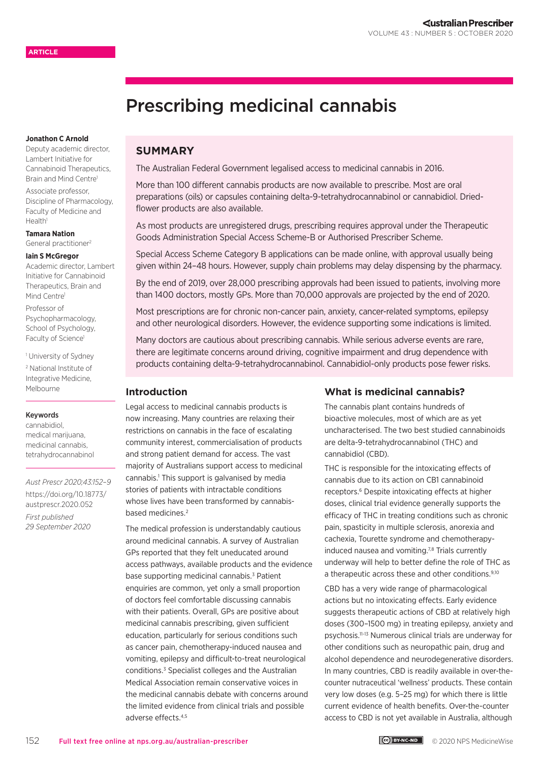ARTICLE

# Prescribing medicinal cannabis

**Jonathon C Arnold**
Deputy academic director, Lambert Initiative for Cannabinoid Therapeutics, Brain and Mind Centre[1]
Associate professor, Discipline of Pharmacology, Faculty of Medicine and Health[1]

**Tamara Nation**
General practitioner[2]

**Iain S McGregor**
Academic director, Lambert Initiative for Cannabinoid Therapeutics, Brain and Mind Centre[1]
Professor of Psychopharmacology, School of Psychology, Faculty of Science[1]

[1] University of Sydney
[2] National Institute of Integrative Medicine, Melbourne

**Keywords**
cannabidiol, medical marijuana, medicinal cannabis, tetrahydrocannabinol

*Aust Prescr 2020;43:152–9*
https://doi.org/10.18773/austprescr.2020.052
*First published 29 September 2020*

## SUMMARY

The Australian Federal Government legalised access to medicinal cannabis in 2016.

More than 100 different cannabis products are now available to prescribe. Most are oral preparations (oils) or capsules containing delta-9-tetrahydrocannabinol or cannabidiol. Dried-flower products are also available.

As most products are unregistered drugs, prescribing requires approval under the Therapeutic Goods Administration Special Access Scheme-B or Authorised Prescriber Scheme.

Special Access Scheme Category B applications can be made online, with approval usually being given within 24–48 hours. However, supply chain problems may delay dispensing by the pharmacy.

By the end of 2019, over 28,000 prescribing approvals had been issued to patients, involving more than 1400 doctors, mostly GPs. More than 70,000 approvals are projected by the end of 2020.

Most prescriptions are for chronic non-cancer pain, anxiety, cancer-related symptoms, epilepsy and other neurological disorders. However, the evidence supporting some indications is limited.

Many doctors are cautious about prescribing cannabis. While serious adverse events are rare, there are legitimate concerns around driving, cognitive impairment and drug dependence with products containing delta-9-tetrahydrocannabinol. Cannabidiol-only products pose fewer risks.

## Introduction

Legal access to medicinal cannabis products is now increasing. Many countries are relaxing their restrictions on cannabis in the face of escalating community interest, commercialisation of products and strong patient demand for access. The vast majority of Australians support access to medicinal cannabis.[1] This support is galvanised by media stories of patients with intractable conditions whose lives have been transformed by cannabis-based medicines.[2]

The medical profession is understandably cautious around medicinal cannabis. A survey of Australian GPs reported that they felt uneducated around access pathways, available products and the evidence base supporting medicinal cannabis.[3] Patient enquiries are common, yet only a small proportion of doctors feel comfortable discussing cannabis with their patients. Overall, GPs are positive about medicinal cannabis prescribing, given sufficient education, particularly for serious conditions such as cancer pain, chemotherapy-induced nausea and vomiting, epilepsy and difficult-to-treat neurological conditions.[3] Specialist colleges and the Australian Medical Association remain conservative voices in the medicinal cannabis debate with concerns around the limited evidence from clinical trials and possible adverse effects.[4,5]

## What is medicinal cannabis?

The cannabis plant contains hundreds of bioactive molecules, most of which are as yet uncharacterised. The two best studied cannabinoids are delta-9-tetrahydrocannabinol (THC) and cannabidiol (CBD).

THC is responsible for the intoxicating effects of cannabis due to its action on CB1 cannabinoid receptors.[6] Despite intoxicating effects at higher doses, clinical trial evidence generally supports the efficacy of THC in treating conditions such as chronic pain, spasticity in multiple sclerosis, anorexia and cachexia, Tourette syndrome and chemotherapy-induced nausea and vomiting.[7,8] Trials currently underway will help to better define the role of THC as a therapeutic across these and other conditions.[9,10]

CBD has a very wide range of pharmacological actions but no intoxicating effects. Early evidence suggests therapeutic actions of CBD at relatively high doses (300–1500 mg) in treating epilepsy, anxiety and psychosis.[11–13] Numerous clinical trials are underway for other conditions such as neuropathic pain, drug and alcohol dependence and neurodegenerative disorders. In many countries, CBD is readily available in over-the-counter nutraceutical 'wellness' products. These contain very low doses (e.g. 5–25 mg) for which there is little current evidence of health benefits. Over-the-counter access to CBD is not yet available in Australia, although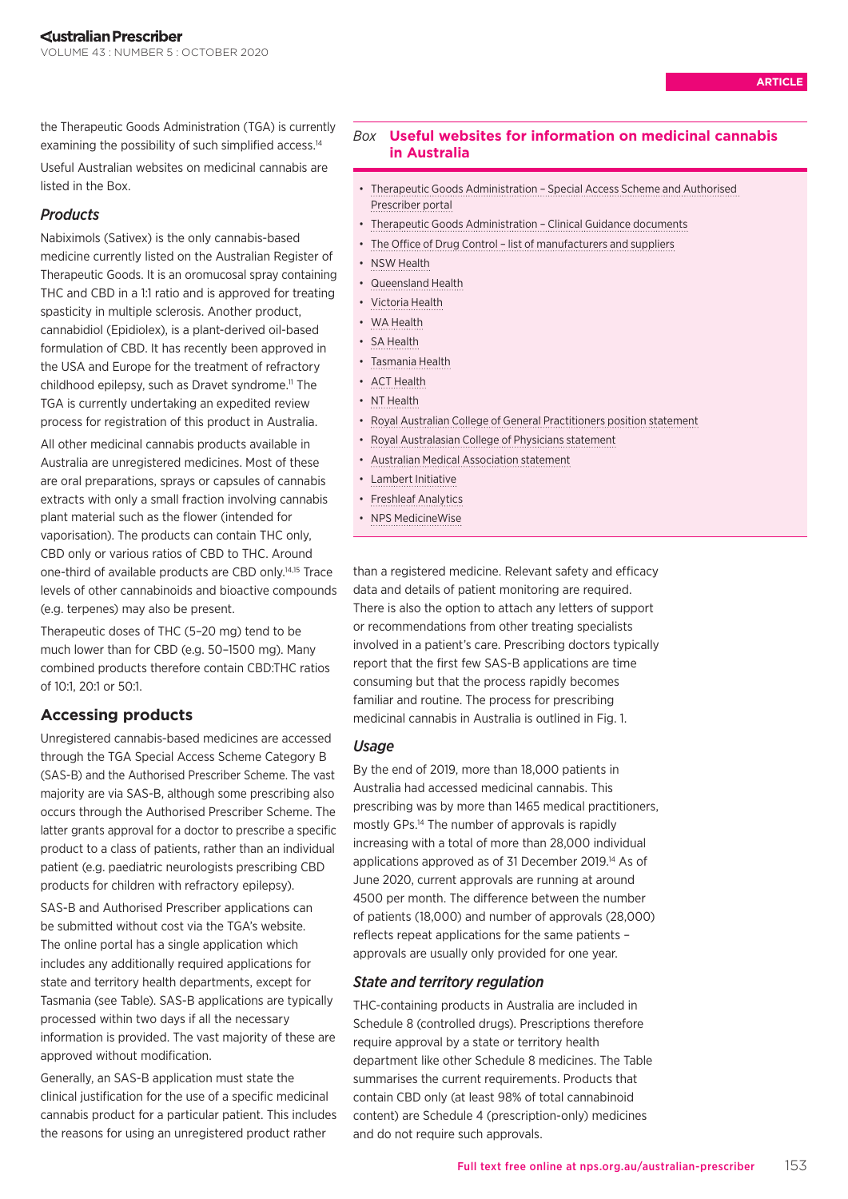the Therapeutic Goods Administration (TGA) is currently examining the possibility of such simplified access.[14]

Useful Australian websites on medicinal cannabis are listed in the Box.

### *Products*

Nabiximols (Sativex) is the only cannabis-based medicine currently listed on the Australian Register of Therapeutic Goods. It is an oromucosal spray containing THC and CBD in a 1:1 ratio and is approved for treating spasticity in multiple sclerosis. Another product, cannabidiol (Epidiolex), is a plant-derived oil-based formulation of CBD. It has recently been approved in the USA and Europe for the treatment of refractory childhood epilepsy, such as Dravet syndrome.[11] The TGA is currently undertaking an expedited review process for registration of this product in Australia.

All other medicinal cannabis products available in Australia are unregistered medicines. Most of these are oral preparations, sprays or capsules of cannabis extracts with only a small fraction involving cannabis plant material such as the flower (intended for vaporisation). The products can contain THC only, CBD only or various ratios of CBD to THC. Around one-third of available products are CBD only.[14,15] Trace levels of other cannabinoids and bioactive compounds (e.g. terpenes) may also be present.

Therapeutic doses of THC (5–20 mg) tend to be much lower than for CBD (e.g. 50–1500 mg). Many combined products therefore contain CBD:THC ratios of 10:1, 20:1 or 50:1.

## Accessing products

Unregistered cannabis-based medicines are accessed through the TGA Special Access Scheme Category B (SAS-B) and the Authorised Prescriber Scheme. The vast majority are via SAS-B, although some prescribing also occurs through the Authorised Prescriber Scheme. The latter grants approval for a doctor to prescribe a specific product to a class of patients, rather than an individual patient (e.g. paediatric neurologists prescribing CBD products for children with refractory epilepsy).

SAS-B and Authorised Prescriber applications can be submitted without cost via the TGA's website. The online portal has a single application which includes any additionally required applications for state and territory health departments, except for Tasmania (see Table). SAS-B applications are typically processed within two days if all the necessary information is provided. The vast majority of these are approved without modification.

Generally, an SAS-B application must state the clinical justification for the use of a specific medicinal cannabis product for a particular patient. This includes the reasons for using an unregistered product rather than a registered medicine. Relevant safety and efficacy data and details of patient monitoring are required. There is also the option to attach any letters of support or recommendations from other treating specialists involved in a patient's care. Prescribing doctors typically report that the first few SAS-B applications are time consuming but that the process rapidly becomes familiar and routine. The process for prescribing medicinal cannabis in Australia is outlined in Fig. 1.

### *Usage*

By the end of 2019, more than 18,000 patients in Australia had accessed medicinal cannabis. This prescribing was by more than 1465 medical practitioners, mostly GPs.[14] The number of approvals is rapidly increasing with a total of more than 28,000 individual applications approved as of 31 December 2019.[14] As of June 2020, current approvals are running at around 4500 per month. The difference between the number of patients (18,000) and number of approvals (28,000) reflects repeat applications for the same patients – approvals are usually only provided for one year.

### *State and territory regulation*

THC-containing products in Australia are included in Schedule 8 (controlled drugs). Prescriptions therefore require approval by a state or territory health department like other Schedule 8 medicines. The Table summarises the current requirements. Products that contain CBD only (at least 98% of total cannabinoid content) are Schedule 4 (prescription-only) medicines and do not require such approvals.

*Box* **Useful websites for information on medicinal cannabis in Australia**

- Therapeutic Goods Administration – Special Access Scheme and Authorised Prescriber portal
- Therapeutic Goods Administration – Clinical Guidance documents
- The Office of Drug Control – list of manufacturers and suppliers
- NSW Health
- Queensland Health
- Victoria Health
- WA Health
- SA Health
- Tasmania Health
- ACT Health
- NT Health
- Royal Australian College of General Practitioners position statement
- Royal Australasian College of Physicians statement
- Australian Medical Association statement
- Lambert Initiative
- Freshleaf Analytics
- NPS MedicineWise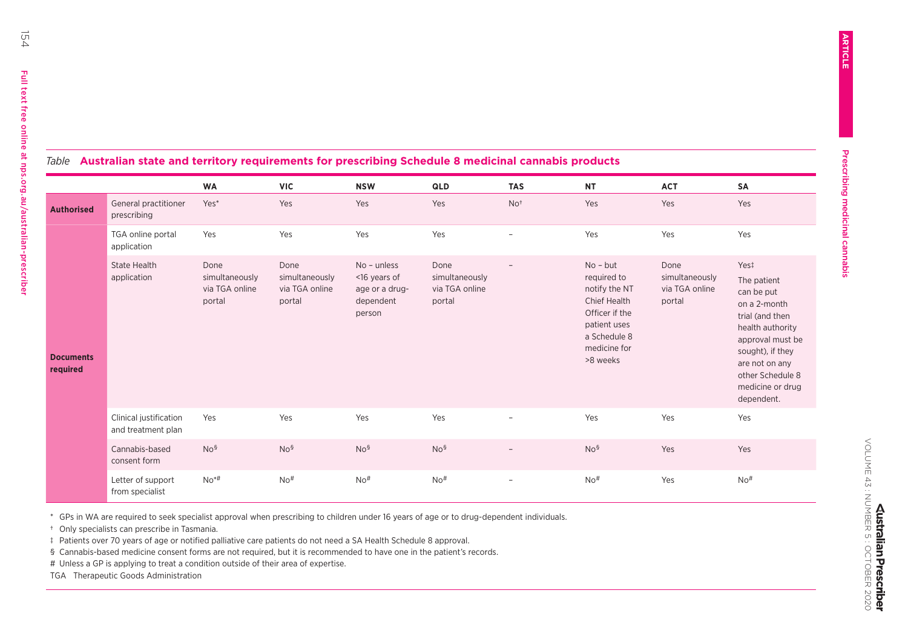*Table* **Australian state and territory requirements for prescribing Schedule 8 medicinal cannabis products**

| | | WA | VIC | NSW | QLD | TAS | NT | ACT | SA |
|---|---|---|---|---|---|---|---|---|---|
| **Authorised** | General practitioner prescribing | Yes* | Yes | Yes | Yes | No† | Yes | Yes | Yes |
| **Documents required** | TGA online portal application | Yes | Yes | Yes | Yes | – | Yes | Yes | Yes |
| | State Health application | Done simultaneously via TGA online portal | Done simultaneously via TGA online portal | No – unless <16 years of age or a drug-dependent person | Done simultaneously via TGA online portal | – | No – but required to notify the NT Chief Health Officer if the patient uses a Schedule 8 medicine for >8 weeks | Done simultaneously via TGA online portal | Yes‡ The patient can be put on a 2-month trial (and then health authority approval must be sought), if they are not on any other Schedule 8 medicine or drug dependent. |
| | Clinical justification and treatment plan | Yes | Yes | Yes | Yes | – | Yes | Yes | Yes |
| | Cannabis-based consent form | No§ | No§ | No§ | No§ | – | No§ | Yes | Yes |
| | Letter of support from specialist | No*# | No# | No# | No# | – | No# | Yes | No# |

\* GPs in WA are required to seek specialist approval when prescribing to children under 16 years of age or to drug-dependent individuals.

† Only specialists can prescribe in Tasmania.

‡ Patients over 70 years of age or notified palliative care patients do not need a SA Health Schedule 8 approval.

§ Cannabis-based medicine consent forms are not required, but it is recommended to have one in the patient's records.

\# Unless a GP is applying to treat a condition outside of their area of expertise.

TGA Therapeutic Goods Administration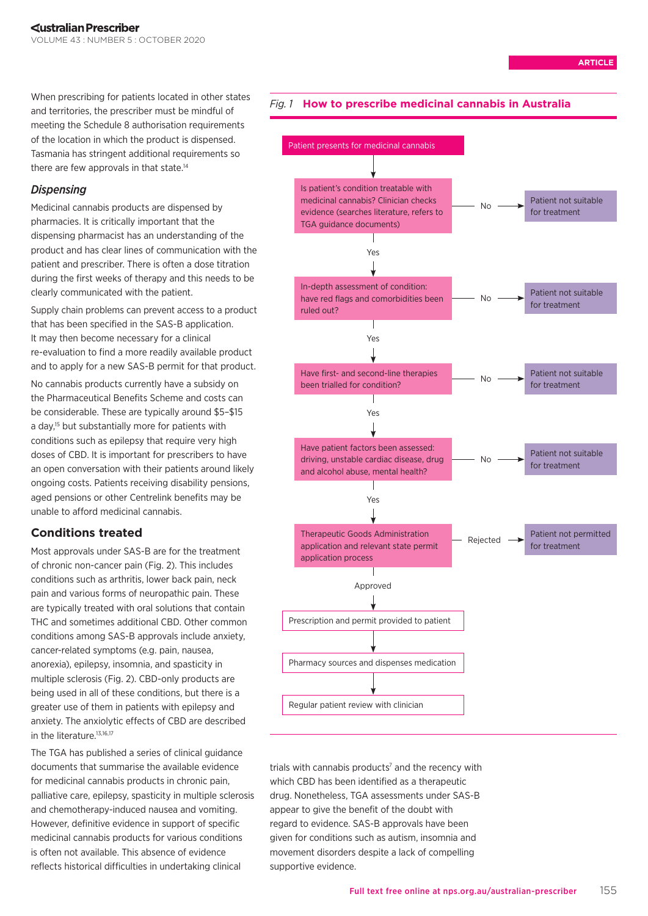When prescribing for patients located in other states and territories, the prescriber must be mindful of meeting the Schedule 8 authorisation requirements of the location in which the product is dispensed. Tasmania has stringent additional requirements so there are few approvals in that state.[14]

### *Dispensing*

Medicinal cannabis products are dispensed by pharmacies. It is critically important that the dispensing pharmacist has an understanding of the product and has clear lines of communication with the patient and prescriber. There is often a dose titration during the first weeks of therapy and this needs to be clearly communicated with the patient.

Supply chain problems can prevent access to a product that has been specified in the SAS-B application. It may then become necessary for a clinical re-evaluation to find a more readily available product and to apply for a new SAS-B permit for that product.

No cannabis products currently have a subsidy on the Pharmaceutical Benefits Scheme and costs can be considerable. These are typically around $5–$15 a day,[15] but substantially more for patients with conditions such as epilepsy that require very high doses of CBD. It is important for prescribers to have an open conversation with their patients around likely ongoing costs. Patients receiving disability pensions, aged pensions or other Centrelink benefits may be unable to afford medicinal cannabis.

## Conditions treated

Most approvals under SAS-B are for the treatment of chronic non-cancer pain (Fig. 2). This includes conditions such as arthritis, lower back pain, neck pain and various forms of neuropathic pain. These are typically treated with oral solutions that contain THC and sometimes additional CBD. Other common conditions among SAS-B approvals include anxiety, cancer-related symptoms (e.g. pain, nausea, anorexia), epilepsy, insomnia, and spasticity in multiple sclerosis (Fig. 2). CBD-only products are being used in all of these conditions, but there is a greater use of them in patients with epilepsy and anxiety. The anxiolytic effects of CBD are described in the literature.[13,16,17]

The TGA has published a series of clinical guidance documents that summarise the available evidence for medicinal cannabis products in chronic pain, palliative care, epilepsy, spasticity in multiple sclerosis and chemotherapy-induced nausea and vomiting. However, definitive evidence in support of specific medicinal cannabis products for various conditions is often not available. This absence of evidence reflects historical difficulties in undertaking clinical trials with cannabis products[7] and the recency with which CBD has been identified as a therapeutic drug. Nonetheless, TGA assessments under SAS-B appear to give the benefit of the doubt with regard to evidence. SAS-B approvals have been given for conditions such as autism, insomnia and movement disorders despite a lack of compelling supportive evidence.

*Fig. 1* **How to prescribe medicinal cannabis in Australia**

- Patient presents for medicinal cannabis
  ↓
- Is patient's condition treatable with medicinal cannabis? Clinician checks evidence (searches literature, refers to TGA guidance documents)
  - No → Patient not suitable for treatment
  - Yes ↓
- In-depth assessment of condition: have red flags and comorbidities been ruled out?
  - No → Patient not suitable for treatment
  - Yes ↓
- Have first- and second-line therapies been trialled for condition?
  - No → Patient not suitable for treatment
  - Yes ↓
- Have patient factors been assessed: driving, unstable cardiac disease, drug and alcohol abuse, mental health?
  - No → Patient not suitable for treatment
  - Yes ↓
- Therapeutic Goods Administration application and relevant state permit application process
  - Rejected → Patient not permitted for treatment
  - Approved ↓
- Prescription and permit provided to patient
  ↓
- Pharmacy sources and dispenses medication
  ↓
- Regular patient review with clinician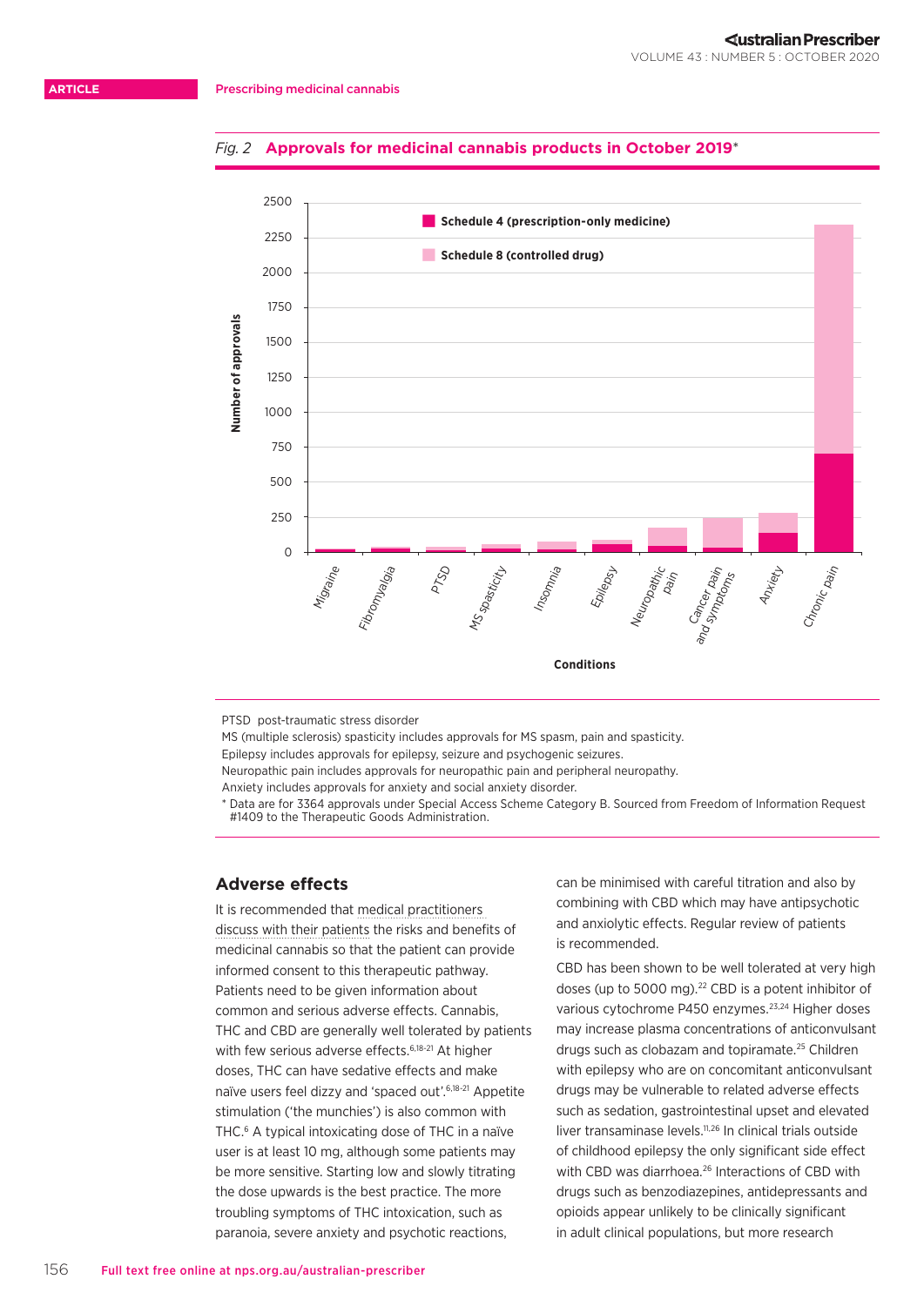*Fig. 2* **Approvals for medicinal cannabis products in October 2019***

PTSD post-traumatic stress disorder

MS (multiple sclerosis) spasticity includes approvals for MS spasm, pain and spasticity.

Epilepsy includes approvals for epilepsy, seizure and psychogenic seizures.

Neuropathic pain includes approvals for neuropathic pain and peripheral neuropathy.

Anxiety includes approvals for anxiety and social anxiety disorder.

* Data are for 3364 approvals under Special Access Scheme Category B. Sourced from Freedom of Information Request #1409 to the Therapeutic Goods Administration.

## Adverse effects

It is recommended that medical practitioners discuss with their patients the risks and benefits of medicinal cannabis so that the patient can provide informed consent to this therapeutic pathway. Patients need to be given information about common and serious adverse effects. Cannabis, THC and CBD are generally well tolerated by patients with few serious adverse effects.[6,18-21] At higher doses, THC can have sedative effects and make naïve users feel dizzy and 'spaced out'.[6,18-21] Appetite stimulation ('the munchies') is also common with THC.[6] A typical intoxicating dose of THC in a naïve user is at least 10 mg, although some patients may be more sensitive. Starting low and slowly titrating the dose upwards is the best practice. The more troubling symptoms of THC intoxication, such as paranoia, severe anxiety and psychotic reactions, can be minimised with careful titration and also by combining with CBD which may have antipsychotic and anxiolytic effects. Regular review of patients is recommended.

CBD has been shown to be well tolerated at very high doses (up to 5000 mg).[22] CBD is a potent inhibitor of various cytochrome P450 enzymes.[23,24] Higher doses may increase plasma concentrations of anticonvulsant drugs such as clobazam and topiramate.[25] Children with epilepsy who are on concomitant anticonvulsant drugs may be vulnerable to related adverse effects such as sedation, gastrointestinal upset and elevated liver transaminase levels.[11,26] In clinical trials outside of childhood epilepsy the only significant side effect with CBD was diarrhoea.[26] Interactions of CBD with drugs such as benzodiazepines, antidepressants and opioids appear unlikely to be clinically significant in adult clinical populations, but more research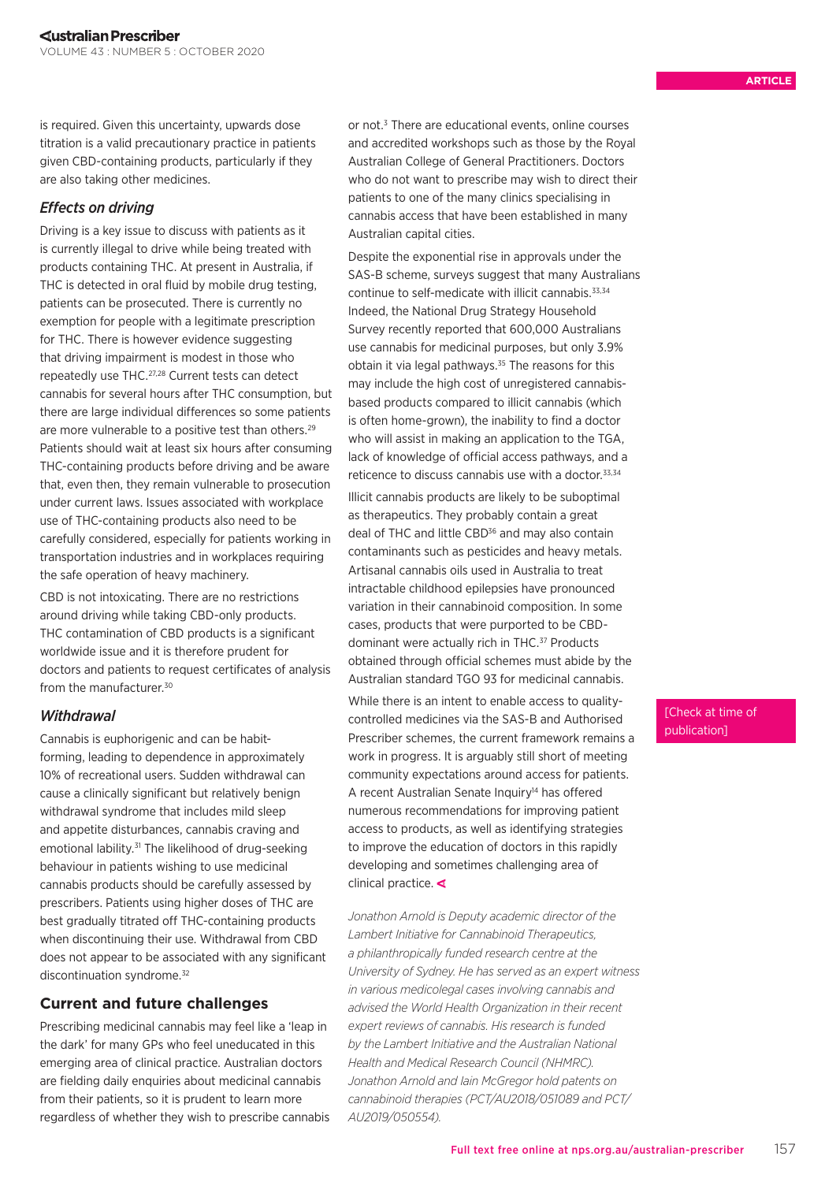is required. Given this uncertainty, upwards dose titration is a valid precautionary practice in patients given CBD-containing products, particularly if they are also taking other medicines.

### *Effects on driving*

Driving is a key issue to discuss with patients as it is currently illegal to drive while being treated with products containing THC. At present in Australia, if THC is detected in oral fluid by mobile drug testing, patients can be prosecuted. There is currently no exemption for people with a legitimate prescription for THC. There is however evidence suggesting that driving impairment is modest in those who repeatedly use THC.[27,28] Current tests can detect cannabis for several hours after THC consumption, but there are large individual differences so some patients are more vulnerable to a positive test than others.[29] Patients should wait at least six hours after consuming THC-containing products before driving and be aware that, even then, they remain vulnerable to prosecution under current laws. Issues associated with workplace use of THC-containing products also need to be carefully considered, especially for patients working in transportation industries and in workplaces requiring the safe operation of heavy machinery.

CBD is not intoxicating. There are no restrictions around driving while taking CBD-only products. THC contamination of CBD products is a significant worldwide issue and it is therefore prudent for doctors and patients to request certificates of analysis from the manufacturer.[30]

### *Withdrawal*

Cannabis is euphorigenic and can be habit-forming, leading to dependence in approximately 10% of recreational users. Sudden withdrawal can cause a clinically significant but relatively benign withdrawal syndrome that includes mild sleep and appetite disturbances, cannabis craving and emotional lability.[31] The likelihood of drug-seeking behaviour in patients wishing to use medicinal cannabis products should be carefully assessed by prescribers. Patients using higher doses of THC are best gradually titrated off THC-containing products when discontinuing their use. Withdrawal from CBD does not appear to be associated with any significant discontinuation syndrome.[32]

## Current and future challenges

Prescribing medicinal cannabis may feel like a 'leap in the dark' for many GPs who feel uneducated in this emerging area of clinical practice. Australian doctors are fielding daily enquiries about medicinal cannabis from their patients, so it is prudent to learn more regardless of whether they wish to prescribe cannabis or not.[3] There are educational events, online courses and accredited workshops such as those by the Royal Australian College of General Practitioners. Doctors who do not want to prescribe may wish to direct their patients to one of the many clinics specialising in cannabis access that have been established in many Australian capital cities.

Despite the exponential rise in approvals under the SAS-B scheme, surveys suggest that many Australians continue to self-medicate with illicit cannabis.[33,34] Indeed, the National Drug Strategy Household Survey recently reported that 600,000 Australians use cannabis for medicinal purposes, but only 3.9% obtain it via legal pathways.[35] The reasons for this may include the high cost of unregistered cannabis-based products compared to illicit cannabis (which is often home-grown), the inability to find a doctor who will assist in making an application to the TGA, lack of knowledge of official access pathways, and a reticence to discuss cannabis use with a doctor.[33,34]

Illicit cannabis products are likely to be suboptimal as therapeutics. They probably contain a great deal of THC and little CBD[36] and may also contain contaminants such as pesticides and heavy metals. Artisanal cannabis oils used in Australia to treat intractable childhood epilepsies have pronounced variation in their cannabinoid composition. In some cases, products that were purported to be CBD-dominant were actually rich in THC.[37] Products obtained through official schemes must abide by the Australian standard TGO 93 for medicinal cannabis.

While there is an intent to enable access to quality-controlled medicines via the SAS-B and Authorised Prescriber schemes, the current framework remains a work in progress. It is arguably still short of meeting community expectations around access for patients. A recent Australian Senate Inquiry[14] has offered numerous recommendations for improving patient access to products, as well as identifying strategies to improve the education of doctors in this rapidly developing and sometimes challenging area of clinical practice.

[Check at time of publication]

*Jonathon Arnold is Deputy academic director of the Lambert Initiative for Cannabinoid Therapeutics, a philanthropically funded research centre at the University of Sydney. He has served as an expert witness in various medicolegal cases involving cannabis and advised the World Health Organization in their recent expert reviews of cannabis. His research is funded by the Lambert Initiative and the Australian National Health and Medical Research Council (NHMRC). Jonathon Arnold and Iain McGregor hold patents on cannabinoid therapies (PCT/AU2018/051089 and PCT/AU2019/050554).*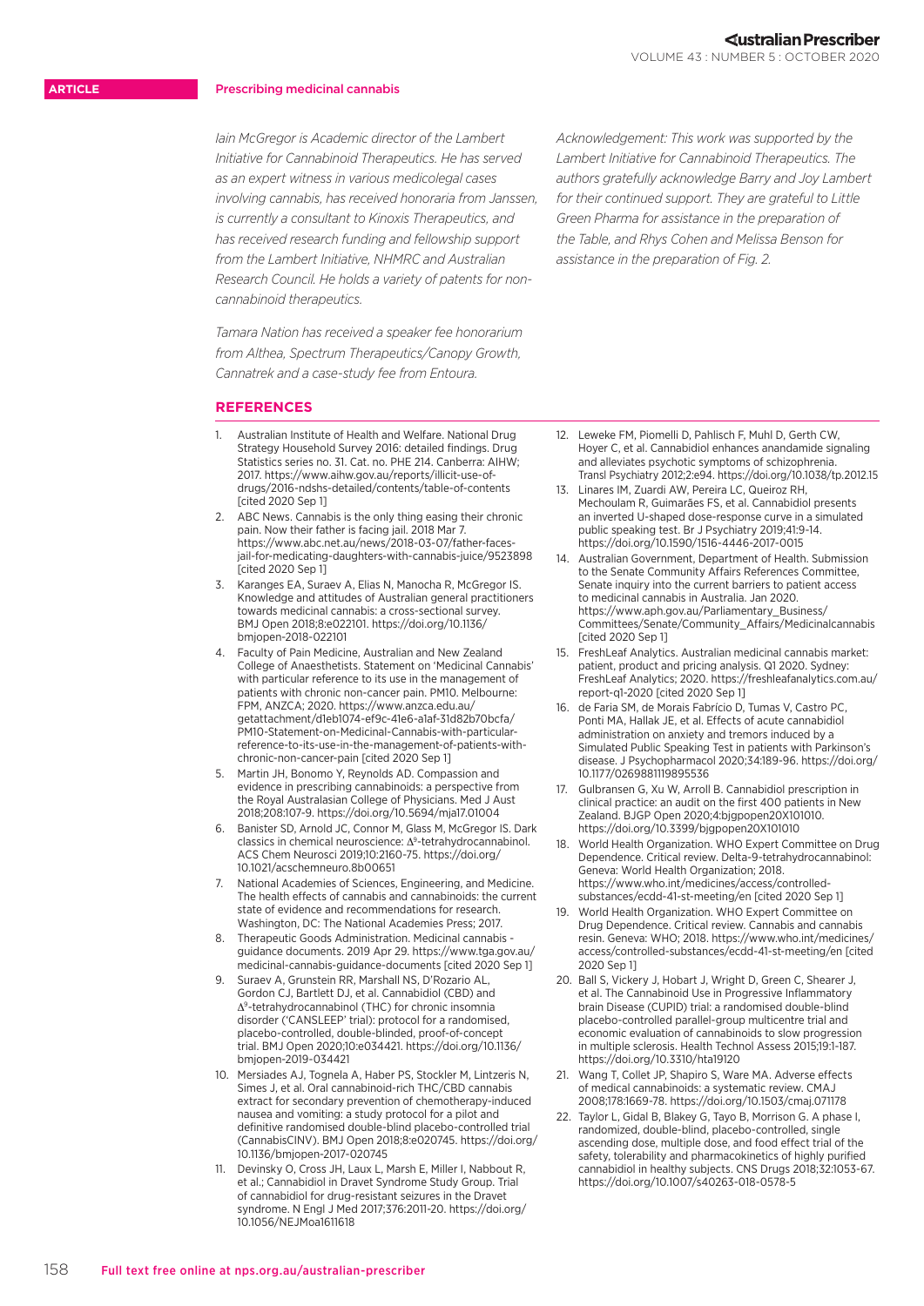*Iain McGregor is Academic director of the Lambert Initiative for Cannabinoid Therapeutics. He has served as an expert witness in various medicolegal cases involving cannabis, has received honoraria from Janssen, is currently a consultant to Kinoxis Therapeutics, and has received research funding and fellowship support from the Lambert Initiative, NHMRC and Australian Research Council. He holds a variety of patents for non-cannabinoid therapeutics.*

*Tamara Nation has received a speaker fee honorarium from Althea, Spectrum Therapeutics/Canopy Growth, Cannatrek and a case-study fee from Entoura.*

*Acknowledgement: This work was supported by the Lambert Initiative for Cannabinoid Therapeutics. The authors gratefully acknowledge Barry and Joy Lambert for their continued support. They are grateful to Little Green Pharma for assistance in the preparation of the Table, and Rhys Cohen and Melissa Benson for assistance in the preparation of Fig. 2.*

## REFERENCES

1. Australian Institute of Health and Welfare. National Drug Strategy Household Survey 2016: detailed findings. Drug Statistics series no. 31. Cat. no. PHE 214. Canberra: AIHW; 2017. https://www.aihw.gov.au/reports/illicit-use-of-drugs/2016-ndshs-detailed/contents/table-of-contents [cited 2020 Sep 1]
2. ABC News. Cannabis is the only thing easing their chronic pain. Now their father is facing jail. 2018 Mar 7. https://www.abc.net.au/news/2018-03-07/father-faces-jail-for-medicating-daughters-with-cannabis-juice/9523898 [cited 2020 Sep 1]
3. Karanges EA, Suraev A, Elias N, Manocha R, McGregor IS. Knowledge and attitudes of Australian general practitioners towards medicinal cannabis: a cross-sectional survey. BMJ Open 2018;8:e022101. https://doi.org/10.1136/bmjopen-2018-022101
4. Faculty of Pain Medicine, Australian and New Zealand College of Anaesthetists. Statement on 'Medicinal Cannabis' with particular reference to its use in the management of patients with chronic non-cancer pain. PM10. Melbourne: FPM, ANZCA; 2020. https://www.anzca.edu.au/getattachment/d1eb1074-ef9c-41e6-a1af-31d82b70bcfa/PM10-Statement-on-Medicinal-Cannabis-with-particular-reference-to-its-use-in-the-management-of-patients-with-chronic-non-cancer-pain [cited 2020 Sep 1]
5. Martin JH, Bonomo Y, Reynolds AD. Compassion and evidence in prescribing cannabinoids: a perspective from the Royal Australasian College of Physicians. Med J Aust 2018;208:107-9. https://doi.org/10.5694/mja17.01004
6. Banister SD, Arnold JC, Connor M, Glass M, McGregor IS. Dark classics in chemical neuroscience: $\Delta^9$-tetrahydrocannabinol. ACS Chem Neurosci 2019;10:2160-75. https://doi.org/10.1021/acschemneuro.8b00651
7. National Academies of Sciences, Engineering, and Medicine. The health effects of cannabis and cannabinoids: the current state of evidence and recommendations for research. Washington, DC: The National Academies Press; 2017.
8. Therapeutic Goods Administration. Medicinal cannabis - guidance documents. 2019 Apr 29. https://www.tga.gov.au/medicinal-cannabis-guidance-documents [cited 2020 Sep 1]
9. Suraev A, Grunstein RR, Marshall NS, D'Rozario AL, Gordon CJ, Bartlett DJ, et al. Cannabidiol (CBD) and $\Delta^9$-tetrahydrocannabinol (THC) for chronic insomnia disorder ('CANSLEEP' trial): protocol for a randomised, placebo-controlled, double-blinded, proof-of-concept trial. BMJ Open 2020;10:e034421. https://doi.org/10.1136/bmjopen-2019-034421
10. Mersiades AJ, Tognela A, Haber PS, Stockler M, Lintzeris N, Simes J, et al. Oral cannabinoid-rich THC/CBD cannabis extract for secondary prevention of chemotherapy-induced nausea and vomiting: a study protocol for a pilot and definitive randomised double-blind placebo-controlled trial (CannabisCINV). BMJ Open 2018;8:e020745. https://doi.org/10.1136/bmjopen-2017-020745
11. Devinsky O, Cross JH, Laux L, Marsh E, Miller I, Nabbout R, et al.; Cannabidiol in Dravet Syndrome Study Group. Trial of cannabidiol for drug-resistant seizures in the Dravet syndrome. N Engl J Med 2017;376:2011-20. https://doi.org/10.1056/NEJMoa1611618
12. Leweke FM, Piomelli D, Pahlisch F, Muhl D, Gerth CW, Hoyer C, et al. Cannabidiol enhances anandamide signaling and alleviates psychotic symptoms of schizophrenia. Transl Psychiatry 2012;2:e94. https://doi.org/10.1038/tp.2012.15
13. Linares IM, Zuardi AW, Pereira LC, Queiroz RH, Mechoulam R, Guimarães FS, et al. Cannabidiol presents an inverted U-shaped dose-response curve in a simulated public speaking test. Br J Psychiatry 2019;41:9-14. https://doi.org/10.1590/1516-4446-2017-0015
14. Australian Government, Department of Health. Submission to the Senate Community Affairs References Committee, Senate inquiry into the current barriers to patient access to medicinal cannabis in Australia. Jan 2020. https://www.aph.gov.au/Parliamentary_Business/Committees/Senate/Community_Affairs/Medicinalcannabis [cited 2020 Sep 1]
15. FreshLeaf Analytics. Australian medicinal cannabis market: patient, product and pricing analysis. Q1 2020. Sydney: FreshLeaf Analytics; 2020. https://freshleafanalytics.com.au/report-q1-2020 [cited 2020 Sep 1]
16. de Faria SM, de Morais Fabrício D, Tumas V, Castro PC, Ponti MA, Hallak JE, et al. Effects of acute cannabidiol administration on anxiety and tremors induced by a Simulated Public Speaking Test in patients with Parkinson's disease. J Psychopharmacol 2020;34:189-96. https://doi.org/10.1177/0269881119895536
17. Gulbransen G, Xu W, Arroll B. Cannabidiol prescription in clinical practice: an audit on the first 400 patients in New Zealand. BJGP Open 2020;4:bjgpopen20X101010. https://doi.org/10.3399/bjgpopen20X101010
18. World Health Organization. WHO Expert Committee on Drug Dependence. Critical review. Delta-9-tetrahydrocannabinol: Geneva: World Health Organization; 2018. https://www.who.int/medicines/access/controlled-substances/ecdd-41-st-meeting/en [cited 2020 Sep 1]
19. World Health Organization. WHO Expert Committee on Drug Dependence. Critical review. Cannabis and cannabis resin. Geneva: WHO; 2018. https://www.who.int/medicines/access/controlled-substances/ecdd-41-st-meeting/en [cited 2020 Sep 1]
20. Ball S, Vickery J, Hobart J, Wright D, Green C, Shearer J, et al. The Cannabinoid Use in Progressive Inflammatory brain Disease (CUPID) trial: a randomised double-blind placebo-controlled parallel-group multicentre trial and economic evaluation of cannabinoids to slow progression in multiple sclerosis. Health Technol Assess 2015;19:1-187. https://doi.org/10.3310/hta19120
21. Wang T, Collet JP, Shapiro S, Ware MA. Adverse effects of medical cannabinoids: a systematic review. CMAJ 2008;178:1669-78. https://doi.org/10.1503/cmaj.071178
22. Taylor L, Gidal B, Blakey G, Tayo B, Morrison G. A phase I, randomized, double-blind, placebo-controlled, single ascending dose, multiple dose, and food effect trial of the safety, tolerability and pharmacokinetics of highly purified cannabidiol in healthy subjects. CNS Drugs 2018;32:1053-67. https://doi.org/10.1007/s40263-018-0578-5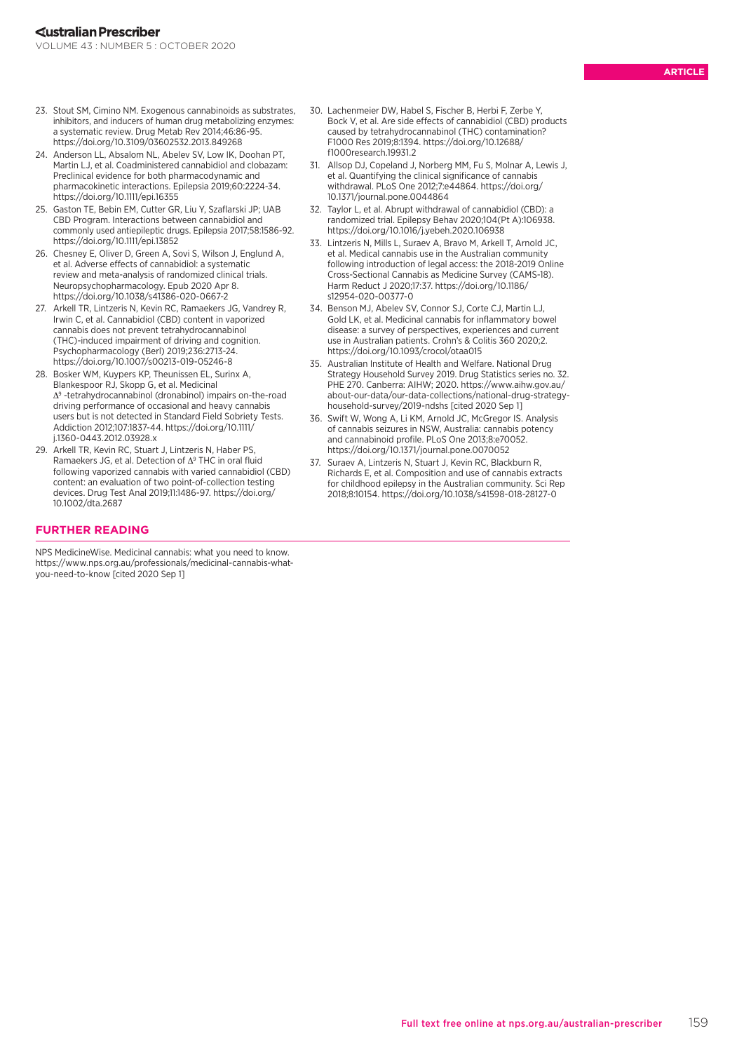23. Stout SM, Cimino NM. Exogenous cannabinoids as substrates, inhibitors, and inducers of human drug metabolizing enzymes: a systematic review. Drug Metab Rev 2014;46:86-95. https://doi.org/10.3109/03602532.2013.849268
24. Anderson LL, Absalom NL, Abelev SV, Low IK, Doohan PT, Martin LJ, et al. Coadministered cannabidiol and clobazam: Preclinical evidence for both pharmacodynamic and pharmacokinetic interactions. Epilepsia 2019;60:2224-34. https://doi.org/10.1111/epi.16355
25. Gaston TE, Bebin EM, Cutter GR, Liu Y, Szaflarski JP; UAB CBD Program. Interactions between cannabidiol and commonly used antiepileptic drugs. Epilepsia 2017;58:1586-92. https://doi.org/10.1111/epi.13852
26. Chesney E, Oliver D, Green A, Sovi S, Wilson J, Englund A, et al. Adverse effects of cannabidiol: a systematic review and meta-analysis of randomized clinical trials. Neuropsychopharmacology. Epub 2020 Apr 8. https://doi.org/10.1038/s41386-020-0667-2
27. Arkell TR, Lintzeris N, Kevin RC, Ramaekers JG, Vandrey R, Irwin C, et al. Cannabidiol (CBD) content in vaporized cannabis does not prevent tetrahydrocannabinol (THC)-induced impairment of driving and cognition. Psychopharmacology (Berl) 2019;236:2713-24. https://doi.org/10.1007/s00213-019-05246-8
28. Bosker WM, Kuypers KP, Theunissen EL, Surinx A, Blankespoor RJ, Skopp G, et al. Medicinal $\Delta^9$-tetrahydrocannabinol (dronabinol) impairs on-the-road driving performance of occasional and heavy cannabis users but is not detected in Standard Field Sobriety Tests. Addiction 2012;107:1837-44. https://doi.org/10.1111/j.1360-0443.2012.03928.x
29. Arkell TR, Kevin RC, Stuart J, Lintzeris N, Haber PS, Ramaekers JG, et al. Detection of $\Delta^9$ THC in oral fluid following vaporized cannabis with varied cannabidiol (CBD) content: an evaluation of two point-of-collection testing devices. Drug Test Anal 2019;11:1486-97. https://doi.org/10.1002/dta.2687
30. Lachenmeier DW, Habel S, Fischer B, Herbi F, Zerbe Y, Bock V, et al. Are side effects of cannabidiol (CBD) products caused by tetrahydrocannabinol (THC) contamination? F1000 Res 2019;8:1394. https://doi.org/10.12688/f1000research.19931.2
31. Allsop DJ, Copeland J, Norberg MM, Fu S, Molnar A, Lewis J, et al. Quantifying the clinical significance of cannabis withdrawal. PLoS One 2012;7:e44864. https://doi.org/10.1371/journal.pone.0044864
32. Taylor L, et al. Abrupt withdrawal of cannabidiol (CBD): a randomized trial. Epilepsy Behav 2020;104(Pt A):106938. https://doi.org/10.1016/j.yebeh.2020.106938
33. Lintzeris N, Mills L, Suraev A, Bravo M, Arkell T, Arnold JC, et al. Medical cannabis use in the Australian community following introduction of legal access: the 2018-2019 Online Cross-Sectional Cannabis as Medicine Survey (CAMS-18). Harm Reduct J 2020;17:37. https://doi.org/10.1186/s12954-020-00377-0
34. Benson MJ, Abelev SV, Connor SJ, Corte CJ, Martin LJ, Gold LK, et al. Medicinal cannabis for inflammatory bowel disease: a survey of perspectives, experiences and current use in Australian patients. Crohn's & Colitis 360 2020;2. https://doi.org/10.1093/crocol/otaa015
35. Australian Institute of Health and Welfare. National Drug Strategy Household Survey 2019. Drug Statistics series no. 32. PHE 270. Canberra: AIHW; 2020. https://www.aihw.gov.au/about-our-data/our-data-collections/national-drug-strategy-household-survey/2019-ndshs [cited 2020 Sep 1]
36. Swift W, Wong A, Li KM, Arnold JC, McGregor IS. Analysis of cannabis seizures in NSW, Australia: cannabis potency and cannabinoid profile. PLoS One 2013;8:e70052. https://doi.org/10.1371/journal.pone.0070052
37. Suraev A, Lintzeris N, Stuart J, Kevin RC, Blackburn R, Richards E, et al. Composition and use of cannabis extracts for childhood epilepsy in the Australian community. Sci Rep 2018;8:10154. https://doi.org/10.1038/s41598-018-28127-0

## FURTHER READING

NPS MedicineWise. Medicinal cannabis: what you need to know. https://www.nps.org.au/professionals/medicinal-cannabis-what-you-need-to-know [cited 2020 Sep 1]